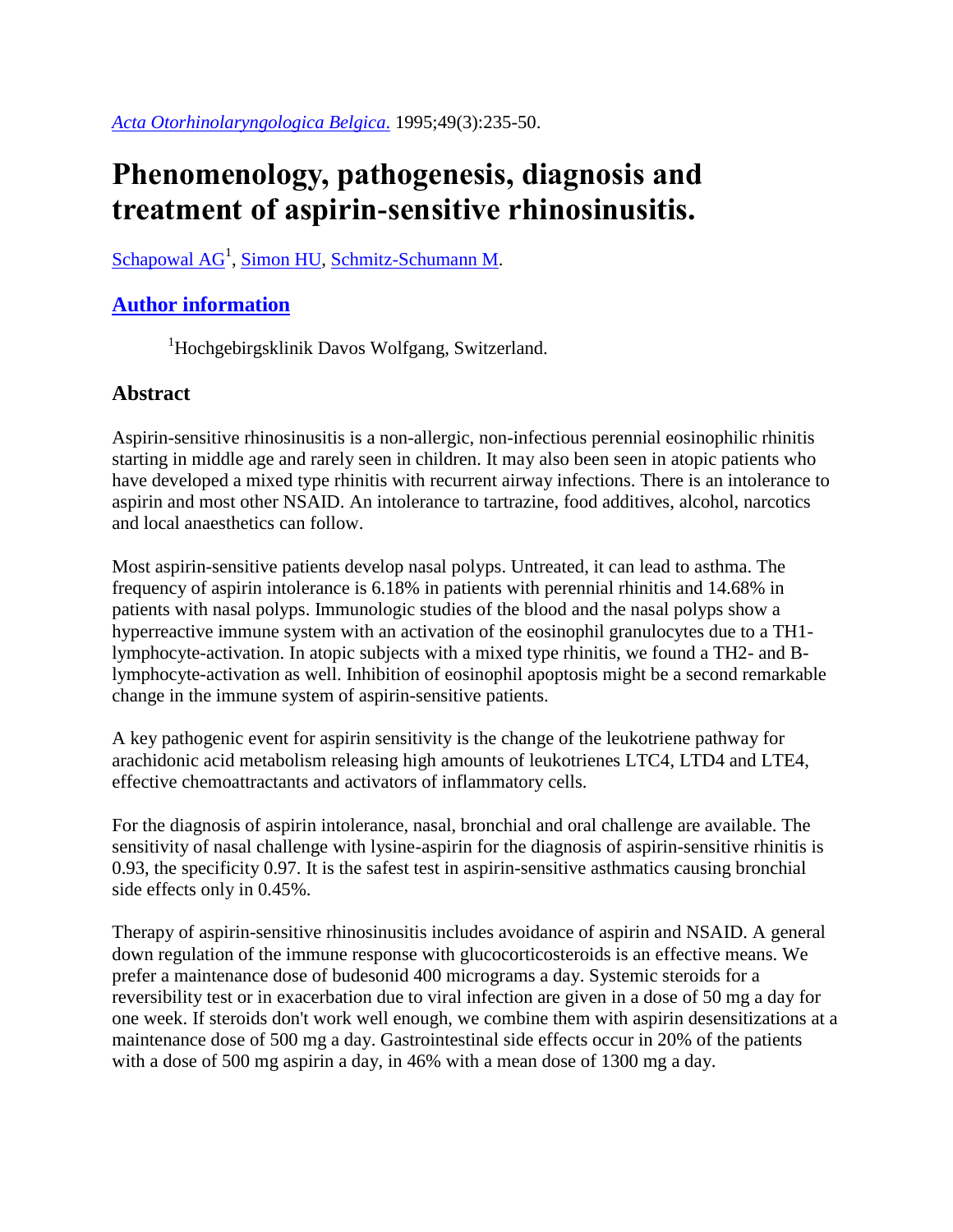*Acta Otorhinolaryngologica Belgica.* 1995;49(3):235-50.

# Phenomenology, pathogenesis, diagnosis and treatment of aspirin-sensitive rhinosinusitis.

Schapowal AG[1], Simon HU, Schmitz-Schumann M.

## Author information

[1]Hochgebirgsklinik Davos Wolfgang, Switzerland.

## Abstract

Aspirin-sensitive rhinosinusitis is a non-allergic, non-infectious perennial eosinophilic rhinitis starting in middle age and rarely seen in children. It may also been seen in atopic patients who have developed a mixed type rhinitis with recurrent airway infections. There is an intolerance to aspirin and most other NSAID. An intolerance to tartrazine, food additives, alcohol, narcotics and local anaesthetics can follow.

Most aspirin-sensitive patients develop nasal polyps. Untreated, it can lead to asthma. The frequency of aspirin intolerance is 6.18% in patients with perennial rhinitis and 14.68% in patients with nasal polyps. Immunologic studies of the blood and the nasal polyps show a hyperreactive immune system with an activation of the eosinophil granulocytes due to a TH1-lymphocyte-activation. In atopic subjects with a mixed type rhinitis, we found a TH2- and B-lymphocyte-activation as well. Inhibition of eosinophil apoptosis might be a second remarkable change in the immune system of aspirin-sensitive patients.

A key pathogenic event for aspirin sensitivity is the change of the leukotriene pathway for arachidonic acid metabolism releasing high amounts of leukotrienes LTC4, LTD4 and LTE4, effective chemoattractants and activators of inflammatory cells.

For the diagnosis of aspirin intolerance, nasal, bronchial and oral challenge are available. The sensitivity of nasal challenge with lysine-aspirin for the diagnosis of aspirin-sensitive rhinitis is 0.93, the specificity 0.97. It is the safest test in aspirin-sensitive asthmatics causing bronchial side effects only in 0.45%.

Therapy of aspirin-sensitive rhinosinusitis includes avoidance of aspirin and NSAID. A general down regulation of the immune response with glucocorticosteroids is an effective means. We prefer a maintenance dose of budesonid 400 micrograms a day. Systemic steroids for a reversibility test or in exacerbation due to viral infection are given in a dose of 50 mg a day for one week. If steroids don't work well enough, we combine them with aspirin desensitizations at a maintenance dose of 500 mg a day. Gastrointestinal side effects occur in 20% of the patients with a dose of 500 mg aspirin a day, in 46% with a mean dose of 1300 mg a day.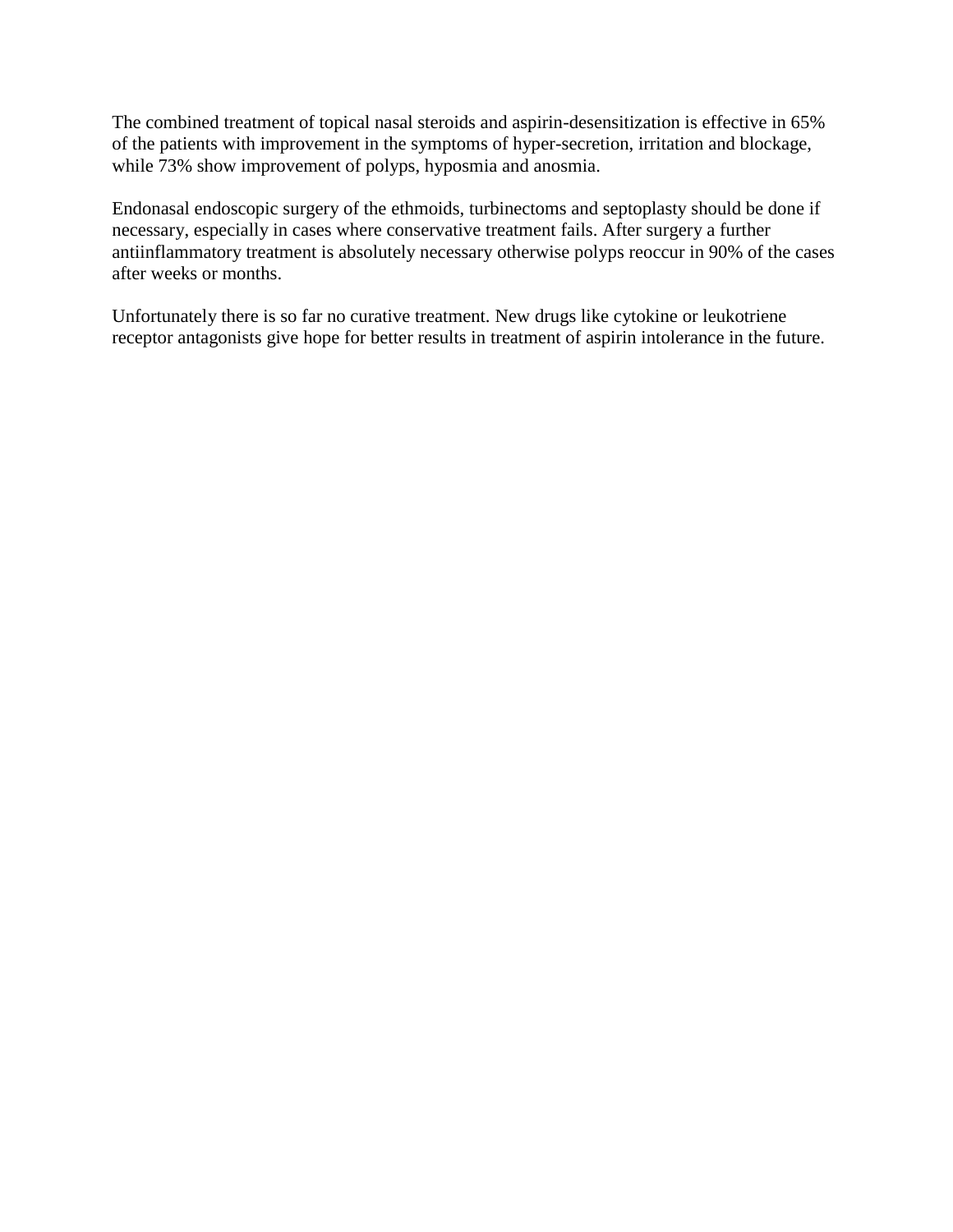The combined treatment of topical nasal steroids and aspirin-desensitization is effective in 65% of the patients with improvement in the symptoms of hyper-secretion, irritation and blockage, while 73% show improvement of polyps, hyposmia and anosmia.

Endonasal endoscopic surgery of the ethmoids, turbinectoms and septoplasty should be done if necessary, especially in cases where conservative treatment fails. After surgery a further antiinflammatory treatment is absolutely necessary otherwise polyps reoccur in 90% of the cases after weeks or months.

Unfortunately there is so far no curative treatment. New drugs like cytokine or leukotriene receptor antagonists give hope for better results in treatment of aspirin intolerance in the future.